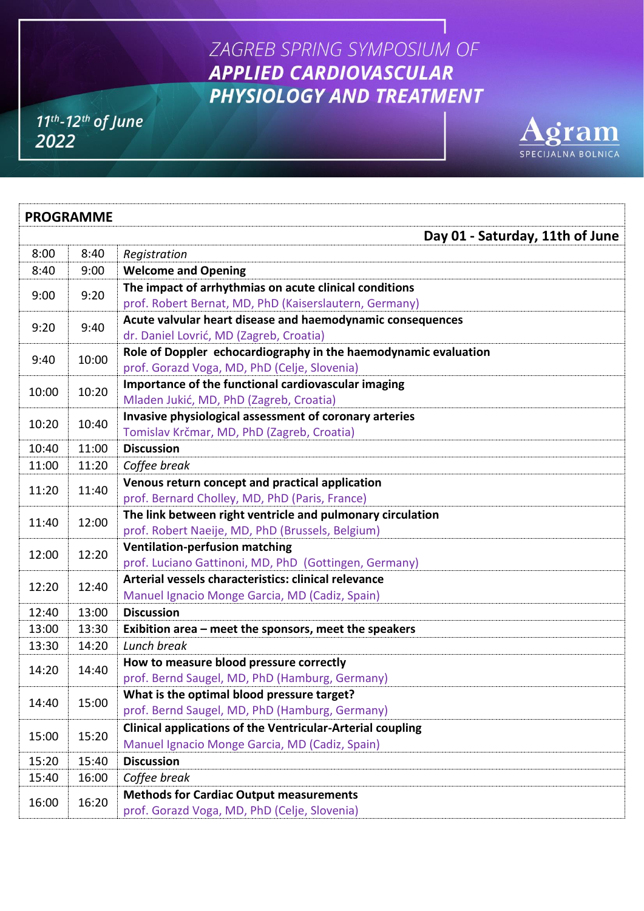# ZAGREB SPRING SYMPOSIUM OF
# APPLIED CARDIOVASCULAR PHYSIOLOGY AND TREATMENT

*11th-12th of June 2022*

Agram
SPECIJALNA BOLNICA

## PROGRAMME

**Day 01 - Saturday, 11th of June**

| Start | End | Session |
|---|---|---|
| 8:00 | 8:40 | *Registration* |
| 8:40 | 9:00 | **Welcome and Opening** |
| 9:00 | 9:20 | **The impact of arrhythmias on acute clinical conditions**<br>prof. Robert Bernat, MD, PhD (Kaiserslautern, Germany) |
| 9:20 | 9:40 | **Acute valvular heart disease and haemodynamic consequences**<br>dr. Daniel Lovrić, MD (Zagreb, Croatia) |
| 9:40 | 10:00 | **Role of Doppler echocardiography in the haemodynamic evaluation**<br>prof. Gorazd Voga, MD, PhD (Celje, Slovenia) |
| 10:00 | 10:20 | **Importance of the functional cardiovascular imaging**<br>Mladen Jukić, MD, PhD (Zagreb, Croatia) |
| 10:20 | 10:40 | **Invasive physiological assessment of coronary arteries**<br>Tomislav Krčmar, MD, PhD (Zagreb, Croatia) |
| 10:40 | 11:00 | **Discussion** |
| 11:00 | 11:20 | *Coffee break* |
| 11:20 | 11:40 | **Venous return concept and practical application**<br>prof. Bernard Cholley, MD, PhD (Paris, France) |
| 11:40 | 12:00 | **The link between right ventricle and pulmonary circulation**<br>prof. Robert Naeije, MD, PhD (Brussels, Belgium) |
| 12:00 | 12:20 | **Ventilation-perfusion matching**<br>prof. Luciano Gattinoni, MD, PhD (Gottingen, Germany) |
| 12:20 | 12:40 | **Arterial vessels characteristics: clinical relevance**<br>Manuel Ignacio Monge Garcia, MD (Cadiz, Spain) |
| 12:40 | 13:00 | **Discussion** |
| 13:00 | 13:30 | **Exibition area – meet the sponsors, meet the speakers** |
| 13:30 | 14:20 | *Lunch break* |
| 14:20 | 14:40 | **How to measure blood pressure correctly**<br>prof. Bernd Saugel, MD, PhD (Hamburg, Germany) |
| 14:40 | 15:00 | **What is the optimal blood pressure target?**<br>prof. Bernd Saugel, MD, PhD (Hamburg, Germany) |
| 15:00 | 15:20 | **Clinical applications of the Ventricular-Arterial coupling**<br>Manuel Ignacio Monge Garcia, MD (Cadiz, Spain) |
| 15:20 | 15:40 | **Discussion** |
| 15:40 | 16:00 | *Coffee break* |
| 16:00 | 16:20 | **Methods for Cardiac Output measurements**<br>prof. Gorazd Voga, MD, PhD (Celje, Slovenia) |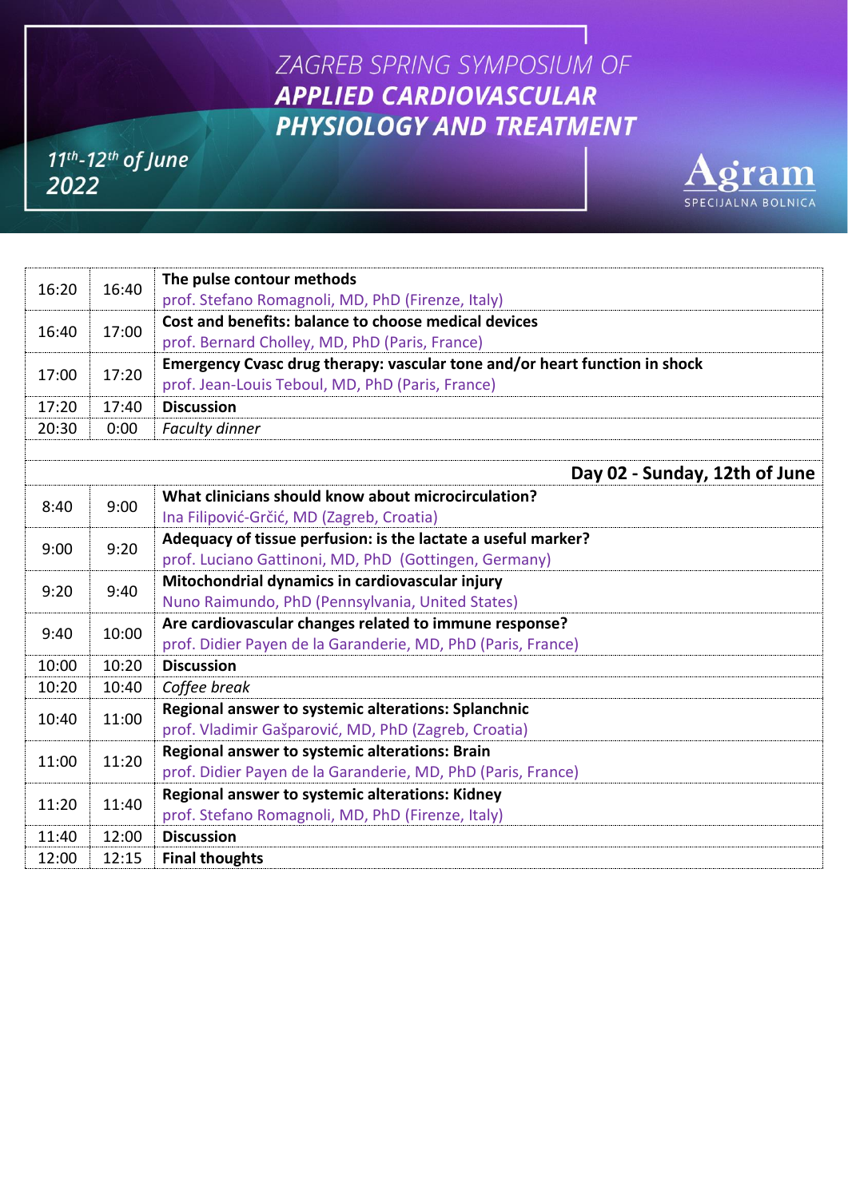# ZAGREB SPRING SYMPOSIUM OF
# APPLIED CARDIOVASCULAR PHYSIOLOGY AND TREATMENT

*11th-12th of June 2022*

Agram SPECIJALNA BOLNICA

| | | |
|---|---|---|
| 16:20 | 16:40 | **The pulse contour methods**<br>prof. Stefano Romagnoli, MD, PhD (Firenze, Italy) |
| 16:40 | 17:00 | **Cost and benefits: balance to choose medical devices**<br>prof. Bernard Cholley, MD, PhD (Paris, France) |
| 17:00 | 17:20 | **Emergency Cvasc drug therapy: vascular tone and/or heart function in shock**<br>prof. Jean-Louis Teboul, MD, PhD (Paris, France) |
| 17:20 | 17:40 | **Discussion** |
| 20:30 | 0:00 | *Faculty dinner* |
| | | |
| | | **Day 02 - Sunday, 12th of June** |
| 8:40 | 9:00 | **What clinicians should know about microcirculation?**<br>Ina Filipović-Grčić, MD (Zagreb, Croatia) |
| 9:00 | 9:20 | **Adequacy of tissue perfusion: is the lactate a useful marker?**<br>prof. Luciano Gattinoni, MD, PhD (Gottingen, Germany) |
| 9:20 | 9:40 | **Mitochondrial dynamics in cardiovascular injury**<br>Nuno Raimundo, PhD (Pennsylvania, United States) |
| 9:40 | 10:00 | **Are cardiovascular changes related to immune response?**<br>prof. Didier Payen de la Garanderie, MD, PhD (Paris, France) |
| 10:00 | 10:20 | **Discussion** |
| 10:20 | 10:40 | *Coffee break* |
| 10:40 | 11:00 | **Regional answer to systemic alterations: Splanchnic**<br>prof. Vladimir Gašparović, MD, PhD (Zagreb, Croatia) |
| 11:00 | 11:20 | **Regional answer to systemic alterations: Brain**<br>prof. Didier Payen de la Garanderie, MD, PhD (Paris, France) |
| 11:20 | 11:40 | **Regional answer to systemic alterations: Kidney**<br>prof. Stefano Romagnoli, MD, PhD (Firenze, Italy) |
| 11:40 | 12:00 | **Discussion** |
| 12:00 | 12:15 | **Final thoughts** |